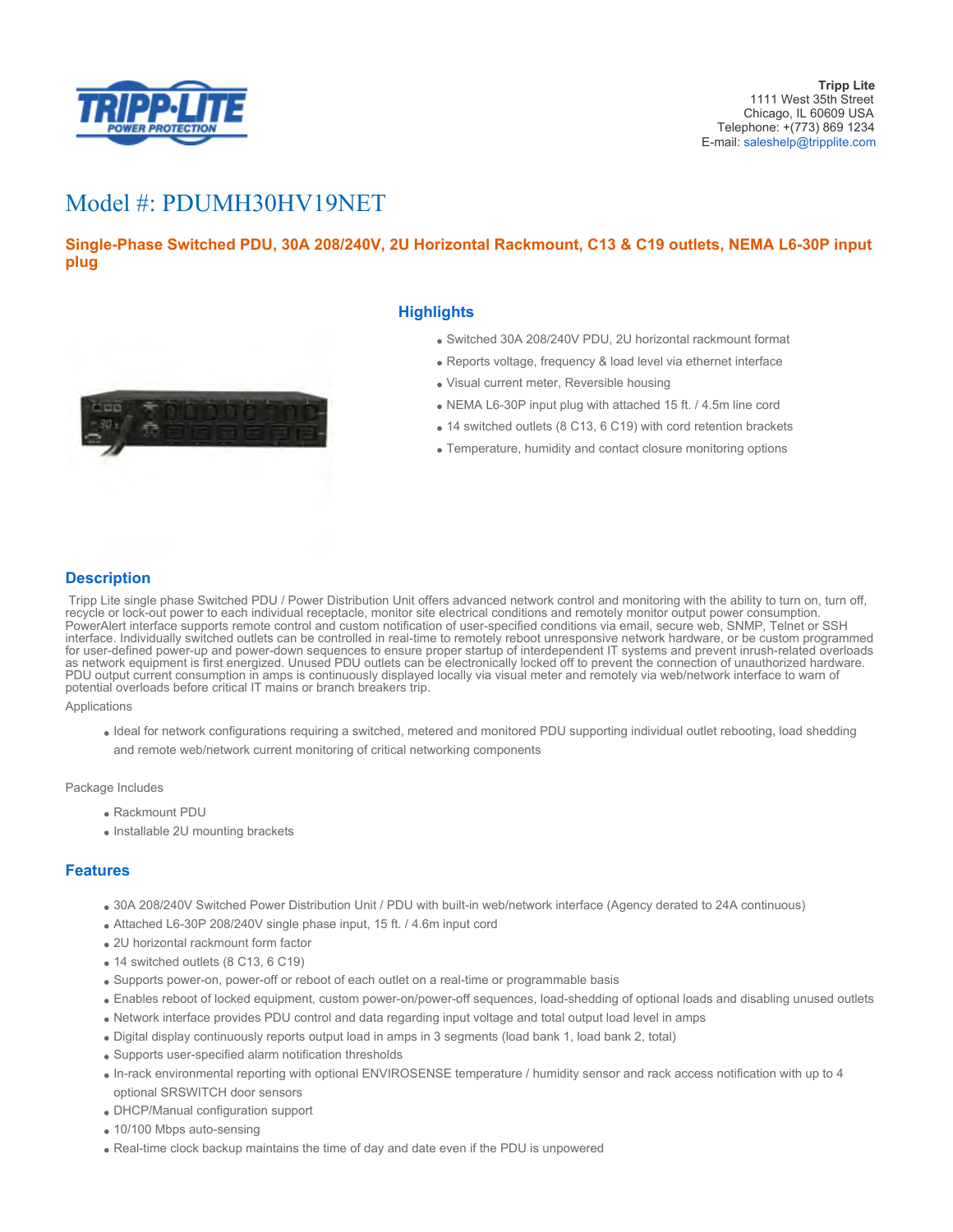**Tripp Lite**
1111 West 35th Street
Chicago, IL 60609 USA
Telephone: +(773) 869 1234
E-mail: saleshelp@tripplite.com

# Model #: PDUMH30HV19NET

## Single-Phase Switched PDU, 30A 208/240V, 2U Horizontal Rackmount, C13 & C19 outlets, NEMA L6-30P input plug

## Highlights

- Switched 30A 208/240V PDU, 2U horizontal rackmount format
- Reports voltage, frequency & load level via ethernet interface
- Visual current meter, Reversible housing
- NEMA L6-30P input plug with attached 15 ft. / 4.5m line cord
- 14 switched outlets (8 C13, 6 C19) with cord retention brackets
- Temperature, humidity and contact closure monitoring options

## Description

Tripp Lite single phase Switched PDU / Power Distribution Unit offers advanced network control and monitoring with the ability to turn on, turn off, recycle or lock-out power to each individual receptacle, monitor site electrical conditions and remotely monitor output power consumption. PowerAlert interface supports remote control and custom notification of user-specified conditions via email, secure web, SNMP, Telnet or SSH interface. Individually switched outlets can be controlled in real-time to remotely reboot unresponsive network hardware, or be custom programmed for user-defined power-up and power-down sequences to ensure proper startup of interdependent IT systems and prevent inrush-related overloads as network equipment is first energized. Unused PDU outlets can be electronically locked off to prevent the connection of unauthorized hardware. PDU output current consumption in amps is continuously displayed locally via visual meter and remotely via web/network interface to warn of potential overloads before critical IT mains or branch breakers trip.

Applications

- Ideal for network configurations requiring a switched, metered and monitored PDU supporting individual outlet rebooting, load shedding and remote web/network current monitoring of critical networking components

Package Includes

- Rackmount PDU
- Installable 2U mounting brackets

## Features

- 30A 208/240V Switched Power Distribution Unit / PDU with built-in web/network interface (Agency derated to 24A continuous)
- Attached L6-30P 208/240V single phase input, 15 ft. / 4.6m input cord
- 2U horizontal rackmount form factor
- 14 switched outlets (8 C13, 6 C19)
- Supports power-on, power-off or reboot of each outlet on a real-time or programmable basis
- Enables reboot of locked equipment, custom power-on/power-off sequences, load-shedding of optional loads and disabling unused outlets
- Network interface provides PDU control and data regarding input voltage and total output load level in amps
- Digital display continuously reports output load in amps in 3 segments (load bank 1, load bank 2, total)
- Supports user-specified alarm notification thresholds
- In-rack environmental reporting with optional ENVIROSENSE temperature / humidity sensor and rack access notification with up to 4 optional SRSWITCH door sensors
- DHCP/Manual configuration support
- 10/100 Mbps auto-sensing
- Real-time clock backup maintains the time of day and date even if the PDU is unpowered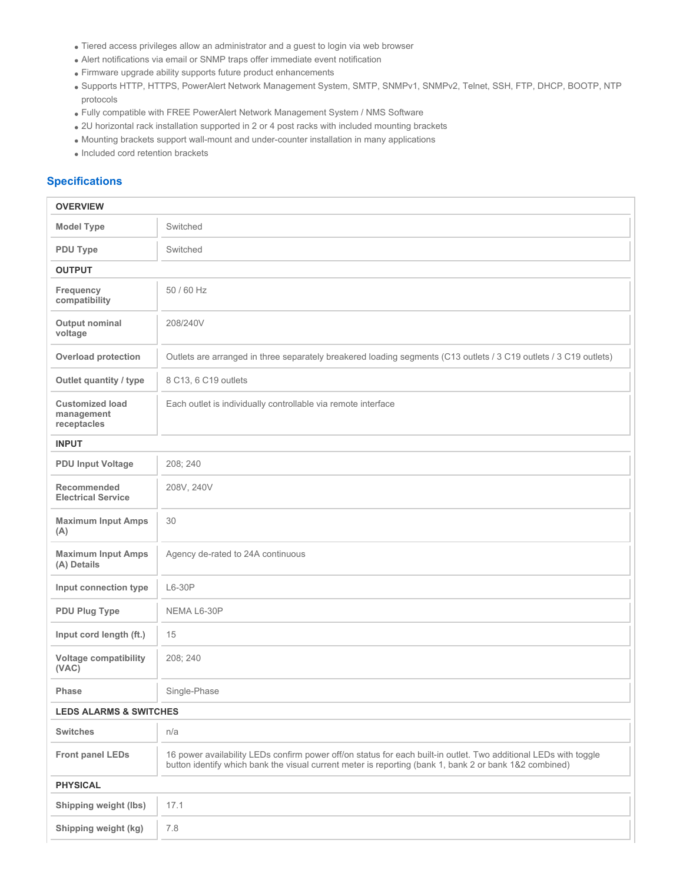- Tiered access privileges allow an administrator and a guest to login via web browser
- Alert notifications via email or SNMP traps offer immediate event notification
- Firmware upgrade ability supports future product enhancements
- Supports HTTP, HTTPS, PowerAlert Network Management System, SMTP, SNMPv1, SNMPv2, Telnet, SSH, FTP, DHCP, BOOTP, NTP protocols
- Fully compatible with FREE PowerAlert Network Management System / NMS Software
- 2U horizontal rack installation supported in 2 or 4 post racks with included mounting brackets
- Mounting brackets support wall-mount and under-counter installation in many applications
- Included cord retention brackets

## Specifications

| OVERVIEW | |
|---|---|
| **Model Type** | Switched |
| **PDU Type** | Switched |
| **OUTPUT** | |
| **Frequency compatibility** | 50 / 60 Hz |
| **Output nominal voltage** | 208/240V |
| **Overload protection** | Outlets are arranged in three separately breakered loading segments (C13 outlets / 3 C19 outlets / 3 C19 outlets) |
| **Outlet quantity / type** | 8 C13, 6 C19 outlets |
| **Customized load management receptacles** | Each outlet is individually controllable via remote interface |
| **INPUT** | |
| **PDU Input Voltage** | 208; 240 |
| **Recommended Electrical Service** | 208V, 240V |
| **Maximum Input Amps (A)** | 30 |
| **Maximum Input Amps (A) Details** | Agency de-rated to 24A continuous |
| **Input connection type** | L6-30P |
| **PDU Plug Type** | NEMA L6-30P |
| **Input cord length (ft.)** | 15 |
| **Voltage compatibility (VAC)** | 208; 240 |
| **Phase** | Single-Phase |
| **LEDS ALARMS & SWITCHES** | |
| **Switches** | n/a |
| **Front panel LEDs** | 16 power availability LEDs confirm power off/on status for each built-in outlet. Two additional LEDs with toggle button identify which bank the visual current meter is reporting (bank 1, bank 2 or bank 1&2 combined) |
| **PHYSICAL** | |
| **Shipping weight (lbs)** | 17.1 |
| **Shipping weight (kg)** | 7.8 |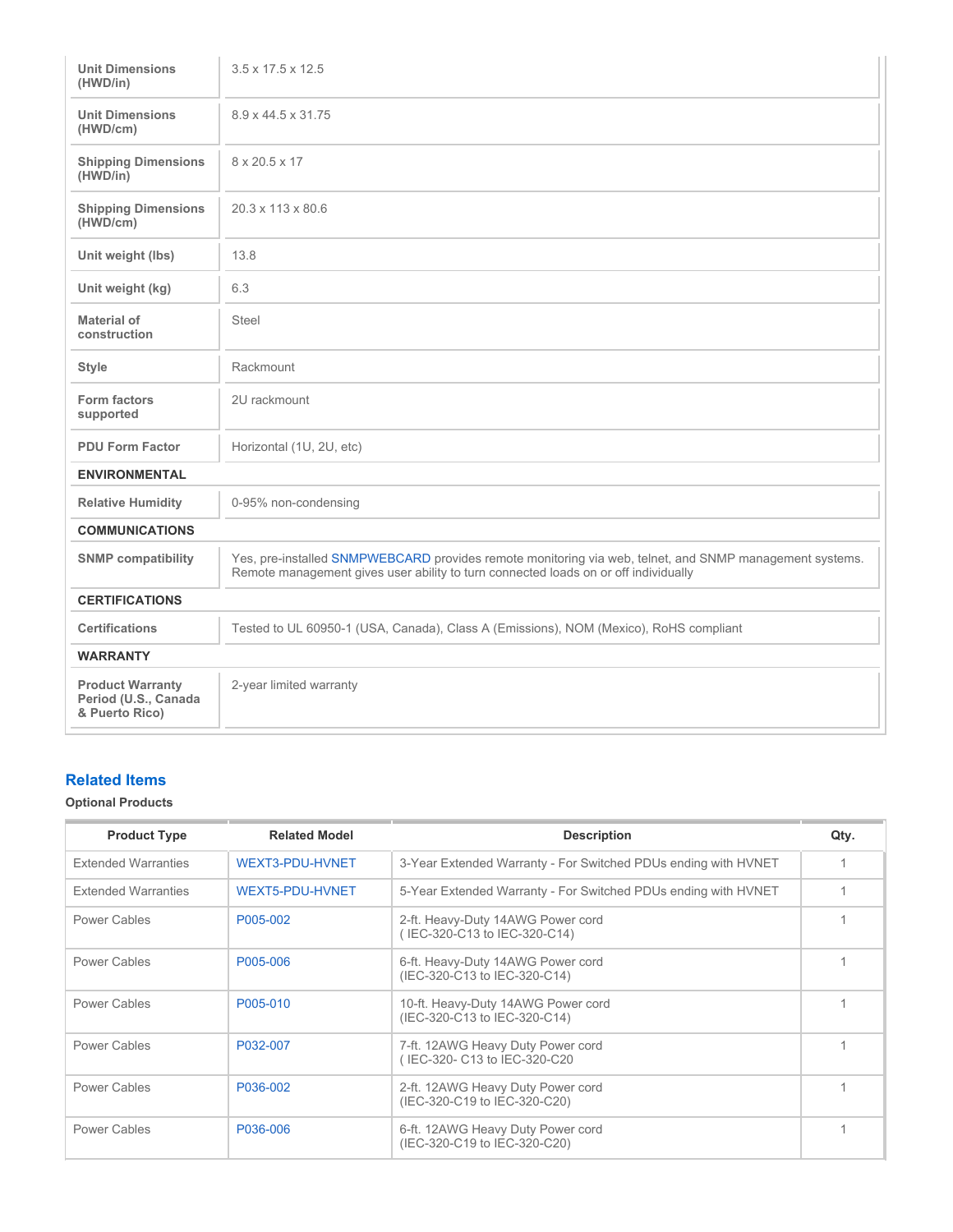| | |
|---|---|
| **Unit Dimensions (HWD/in)** | 3.5 x 17.5 x 12.5 |
| **Unit Dimensions (HWD/cm)** | 8.9 x 44.5 x 31.75 |
| **Shipping Dimensions (HWD/in)** | 8 x 20.5 x 17 |
| **Shipping Dimensions (HWD/cm)** | 20.3 x 113 x 80.6 |
| **Unit weight (lbs)** | 13.8 |
| **Unit weight (kg)** | 6.3 |
| **Material of construction** | Steel |
| **Style** | Rackmount |
| **Form factors supported** | 2U rackmount |
| **PDU Form Factor** | Horizontal (1U, 2U, etc) |
| **ENVIRONMENTAL** | |
| **Relative Humidity** | 0-95% non-condensing |
| **COMMUNICATIONS** | |
| **SNMP compatibility** | Yes, pre-installed SNMPWEBCARD provides remote monitoring via web, telnet, and SNMP management systems. Remote management gives user ability to turn connected loads on or off individually |
| **CERTIFICATIONS** | |
| **Certifications** | Tested to UL 60950-1 (USA, Canada), Class A (Emissions), NOM (Mexico), RoHS compliant |
| **WARRANTY** | |
| **Product Warranty Period (U.S., Canada & Puerto Rico)** | 2-year limited warranty |

## Related Items

**Optional Products**

| Product Type | Related Model | Description | Qty. |
|---|---|---|---|
| Extended Warranties | WEXT3-PDU-HVNET | 3-Year Extended Warranty - For Switched PDUs ending with HVNET | 1 |
| Extended Warranties | WEXT5-PDU-HVNET | 5-Year Extended Warranty - For Switched PDUs ending with HVNET | 1 |
| Power Cables | P005-002 | 2-ft. Heavy-Duty 14AWG Power cord ( IEC-320-C13 to IEC-320-C14) | 1 |
| Power Cables | P005-006 | 6-ft. Heavy-Duty 14AWG Power cord (IEC-320-C13 to IEC-320-C14) | 1 |
| Power Cables | P005-010 | 10-ft. Heavy-Duty 14AWG Power cord (IEC-320-C13 to IEC-320-C14) | 1 |
| Power Cables | P032-007 | 7-ft. 12AWG Heavy Duty Power cord ( IEC-320- C13 to IEC-320-C20 | 1 |
| Power Cables | P036-002 | 2-ft. 12AWG Heavy Duty Power cord (IEC-320-C19 to IEC-320-C20) | 1 |
| Power Cables | P036-006 | 6-ft. 12AWG Heavy Duty Power cord (IEC-320-C19 to IEC-320-C20) | 1 |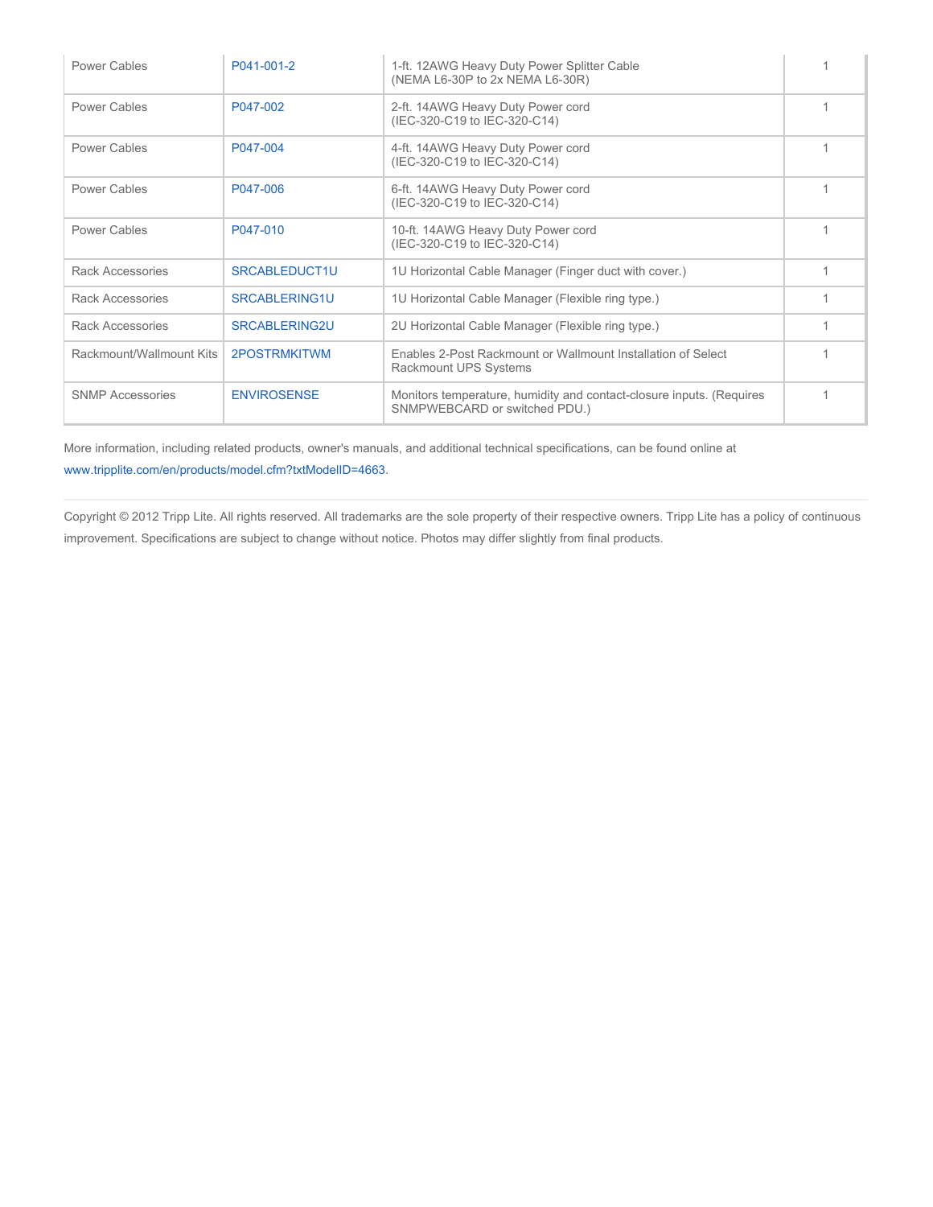| | | | |
|---|---|---|---|
| Power Cables | P041-001-2 | 1-ft. 12AWG Heavy Duty Power Splitter Cable (NEMA L6-30P to 2x NEMA L6-30R) | 1 |
| Power Cables | P047-002 | 2-ft. 14AWG Heavy Duty Power cord (IEC-320-C19 to IEC-320-C14) | 1 |
| Power Cables | P047-004 | 4-ft. 14AWG Heavy Duty Power cord (IEC-320-C19 to IEC-320-C14) | 1 |
| Power Cables | P047-006 | 6-ft. 14AWG Heavy Duty Power cord (IEC-320-C19 to IEC-320-C14) | 1 |
| Power Cables | P047-010 | 10-ft. 14AWG Heavy Duty Power cord (IEC-320-C19 to IEC-320-C14) | 1 |
| Rack Accessories | SRCABLEDUCT1U | 1U Horizontal Cable Manager (Finger duct with cover.) | 1 |
| Rack Accessories | SRCABLERING1U | 1U Horizontal Cable Manager (Flexible ring type.) | 1 |
| Rack Accessories | SRCABLERING2U | 2U Horizontal Cable Manager (Flexible ring type.) | 1 |
| Rackmount/Wallmount Kits | 2POSTRMKITWM | Enables 2-Post Rackmount or Wallmount Installation of Select Rackmount UPS Systems | 1 |
| SNMP Accessories | ENVIROSENSE | Monitors temperature, humidity and contact-closure inputs. (Requires SNMPWEBCARD or switched PDU.) | 1 |

More information, including related products, owner's manuals, and additional technical specifications, can be found online at www.tripplite.com/en/products/model.cfm?txtModelID=4663.

Copyright © 2012 Tripp Lite. All rights reserved. All trademarks are the sole property of their respective owners. Tripp Lite has a policy of continuous improvement. Specifications are subject to change without notice. Photos may differ slightly from final products.